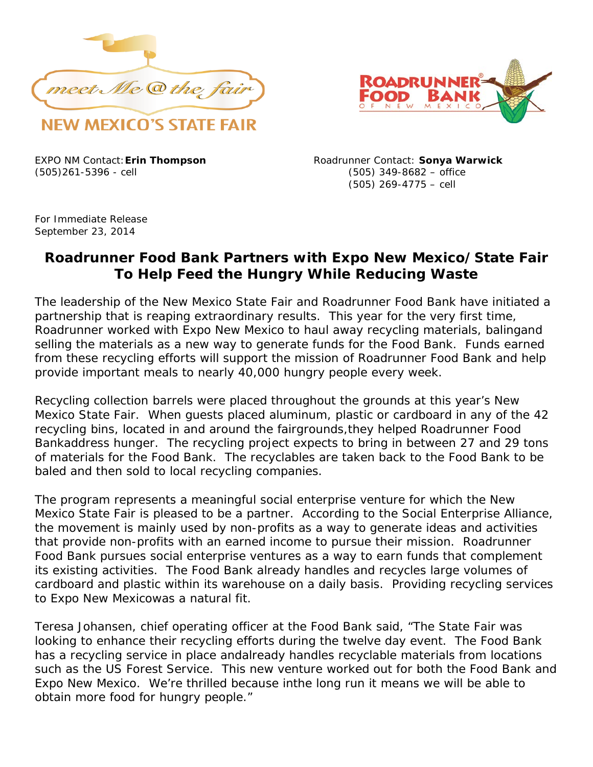meet Me @ the fair

NEW MEXICO'S STATE FAIR

ROADRUNNER® FOOD BANK OF NEW MEXICO

EXPO NM Contact: **Erin Thompson**
(505)261-5396 - cell

Roadrunner Contact: **Sonya Warwick**
(505) 349-8682 – office
(505) 269-4775 – cell

For Immediate Release
September 23, 2014

# Roadrunner Food Bank Partners with Expo New Mexico/State Fair To Help Feed the Hungry While Reducing Waste

The leadership of the New Mexico State Fair and Roadrunner Food Bank have initiated a partnership that is reaping extraordinary results. This year for the very first time, Roadrunner worked with Expo New Mexico to haul away recycling materials, balingand selling the materials as a new way to generate funds for the Food Bank. Funds earned from these recycling efforts will support the mission of Roadrunner Food Bank and help provide important meals to nearly 40,000 hungry people every week.

Recycling collection barrels were placed throughout the grounds at this year's New Mexico State Fair. When guests placed aluminum, plastic or cardboard in any of the 42 recycling bins, located in and around the fairgrounds,they helped Roadrunner Food Bankaddress hunger. The recycling project expects to bring in between 27 and 29 tons of materials for the Food Bank. The recyclables are taken back to the Food Bank to be baled and then sold to local recycling companies.

The program represents a meaningful social enterprise venture for which the New Mexico State Fair is pleased to be a partner. According to the Social Enterprise Alliance, the movement is mainly used by non-profits as a way to generate ideas and activities that provide non-profits with an earned income to pursue their mission. Roadrunner Food Bank pursues social enterprise ventures as a way to earn funds that complement its existing activities. The Food Bank already handles and recycles large volumes of cardboard and plastic within its warehouse on a daily basis. Providing recycling services to Expo New Mexicowas a natural fit.

Teresa Johansen, chief operating officer at the Food Bank said, "The State Fair was looking to enhance their recycling efforts during the twelve day event. The Food Bank has a recycling service in place andalready handles recyclable materials from locations such as the US Forest Service. This new venture worked out for both the Food Bank and Expo New Mexico. We're thrilled because inthe long run it means we will be able to obtain more food for hungry people."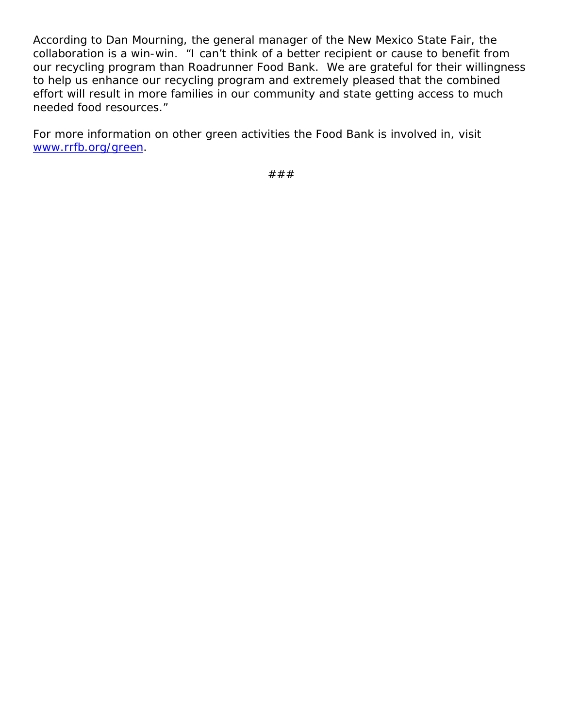According to Dan Mourning, the general manager of the New Mexico State Fair, the collaboration is a win-win. "I can't think of a better recipient or cause to benefit from our recycling program than Roadrunner Food Bank. We are grateful for their willingness to help us enhance our recycling program and extremely pleased that the combined effort will result in more families in our community and state getting access to much needed food resources."

For more information on other green activities the Food Bank is involved in, visit [www.rrfb.org/green](www.rrfb.org/green).

###